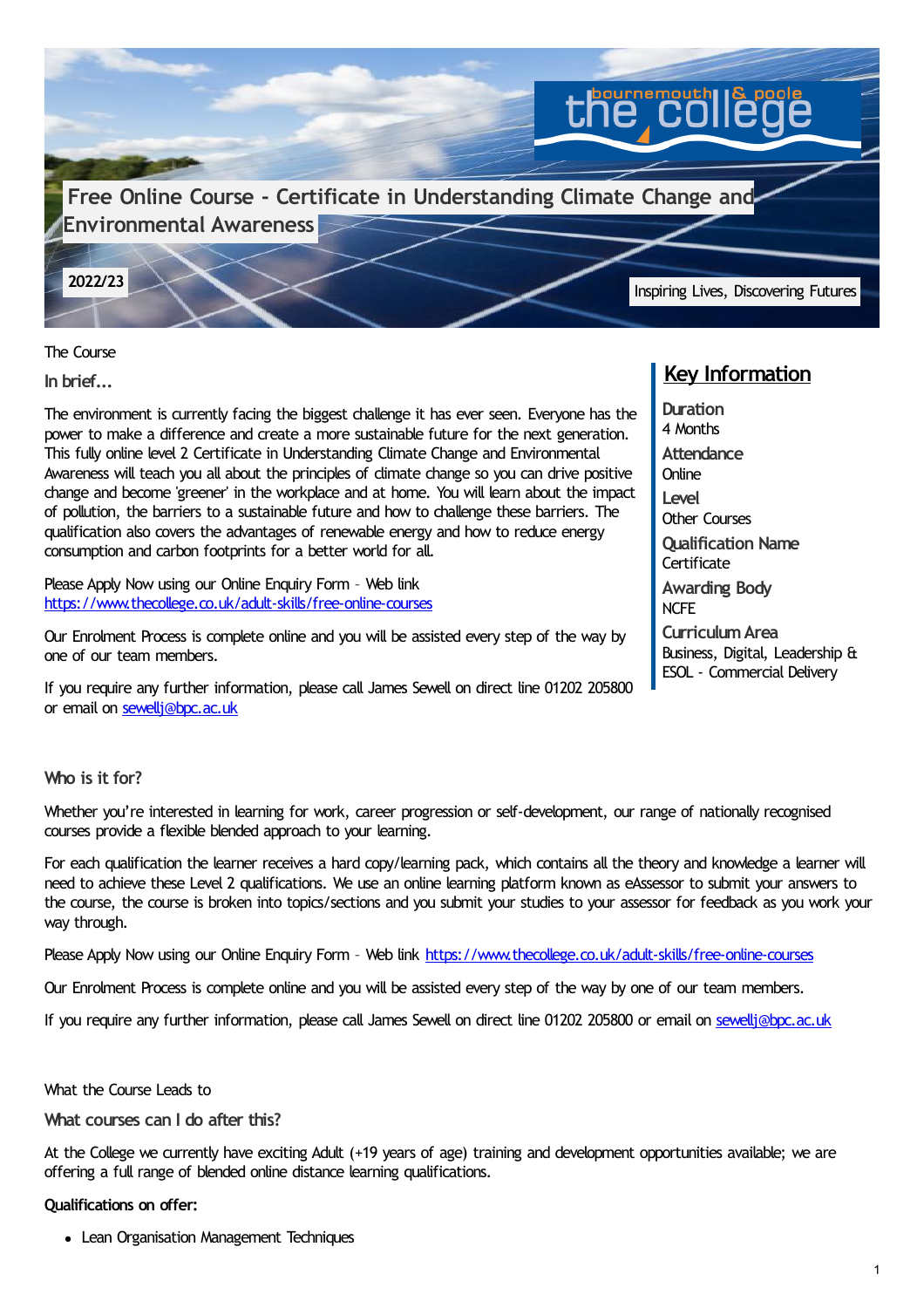# Free Online Course - Certificate in Understanding Climate Change and Environmental Awareness

**2022/23**

Inspiring Lives, Discovering Futures

## The Course

### In brief...

The environment is currently facing the biggest challenge it has ever seen. Everyone has the power to make a difference and create a more sustainable future for the next generation. This fully online level 2 Certificate in Understanding Climate Change and Environmental Awareness will teach you all about the principles of climate change so you can drive positive change and become 'greener' in the workplace and at home. You will learn about the impact of pollution, the barriers to a sustainable future and how to challenge these barriers. The qualification also covers the advantages of renewable energy and how to reduce energy consumption and carbon footprints for a better world for all.

Please Apply Now using our Online Enquiry Form – Web link https://www.thecollege.co.uk/adult-skills/free-online-courses

Our Enrolment Process is complete online and you will be assisted every step of the way by one of our team members.

If you require any further information, please call James Sewell on direct line 01202 205800 or email on sewellj@bpc.ac.uk

## Key Information

**Duration**
4 Months

**Attendance**
Online

**Level**
Other Courses

**Qualification Name**
Certificate

**Awarding Body**
NCFE

**Curriculum Area**
Business, Digital, Leadership & ESOL - Commercial Delivery

### Who is it for?

Whether you're interested in learning for work, career progression or self-development, our range of nationally recognised courses provide a flexible blended approach to your learning.

For each qualification the learner receives a hard copy/learning pack, which contains all the theory and knowledge a learner will need to achieve these Level 2 qualifications. We use an online learning platform known as eAssessor to submit your answers to the course, the course is broken into topics/sections and you submit your studies to your assessor for feedback as you work your way through.

Please Apply Now using our Online Enquiry Form – Web link https://www.thecollege.co.uk/adult-skills/free-online-courses

Our Enrolment Process is complete online and you will be assisted every step of the way by one of our team members.

If you require any further information, please call James Sewell on direct line 01202 205800 or email on sewellj@bpc.ac.uk

## What the Course Leads to

### What courses can I do after this?

At the College we currently have exciting Adult (+19 years of age) training and development opportunities available; we are offering a full range of blended online distance learning qualifications.

**Qualifications on offer:**

- Lean Organisation Management Techniques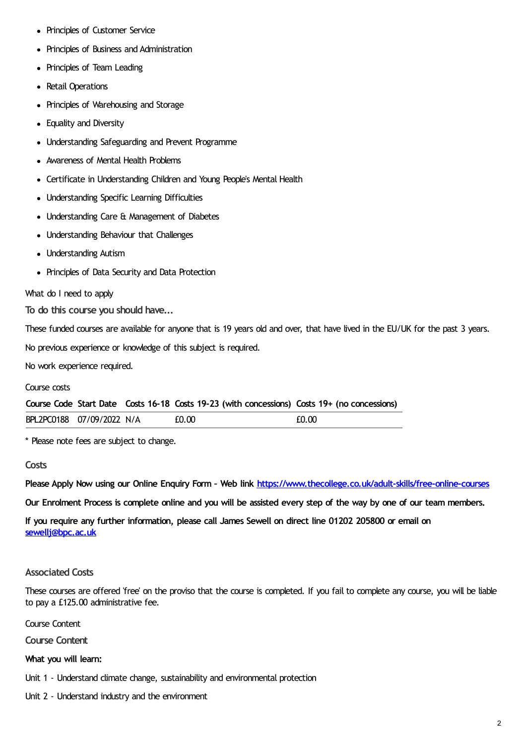- Principles of Customer Service
- Principles of Business and Administration
- Principles of Team Leading
- Retail Operations
- Principles of Warehousing and Storage
- Equality and Diversity
- Understanding Safeguarding and Prevent Programme
- Awareness of Mental Health Problems
- Certificate in Understanding Children and Young People's Mental Health
- Understanding Specific Learning Difficulties
- Understanding Care & Management of Diabetes
- Understanding Behaviour that Challenges
- Understanding Autism
- Principles of Data Security and Data Protection

What do I need to apply

### To do this course you should have...

These funded courses are available for anyone that is 19 years old and over, that have lived in the EU/UK for the past 3 years.

No previous experience or knowledge of this subject is required.

No work experience required.

Course costs

| Course Code | Start Date | Costs 16-18 | Costs 19-23 (with concessions) | Costs 19+ (no concessions) |
|---|---|---|---|---|
| BPL2PC0188 | 07/09/2022 | N/A | £0.00 | £0.00 |

* Please note fees are subject to change.

### Costs

**Please Apply Now using our Online Enquiry Form - Web link [https://www.thecollege.co.uk/adult-skills/free-online-courses](https://www.thecollege.co.uk/adult-skills/free-online-courses)**

**Our Enrolment Process is complete online and you will be assisted every step of the way by one of our team members.**

**If you require any further information, please call James Sewell on direct line 01202 205800 or email on [sewellj@bpc.ac.uk](mailto:sewellj@bpc.ac.uk)**

### Associated Costs

These courses are offered 'free' on the proviso that the course is completed. If you fail to complete any course, you will be liable to pay a £125.00 administrative fee.

Course Content

### Course Content

**What you will learn:**

Unit 1 - Understand climate change, sustainability and environmental protection

Unit 2 - Understand industry and the environment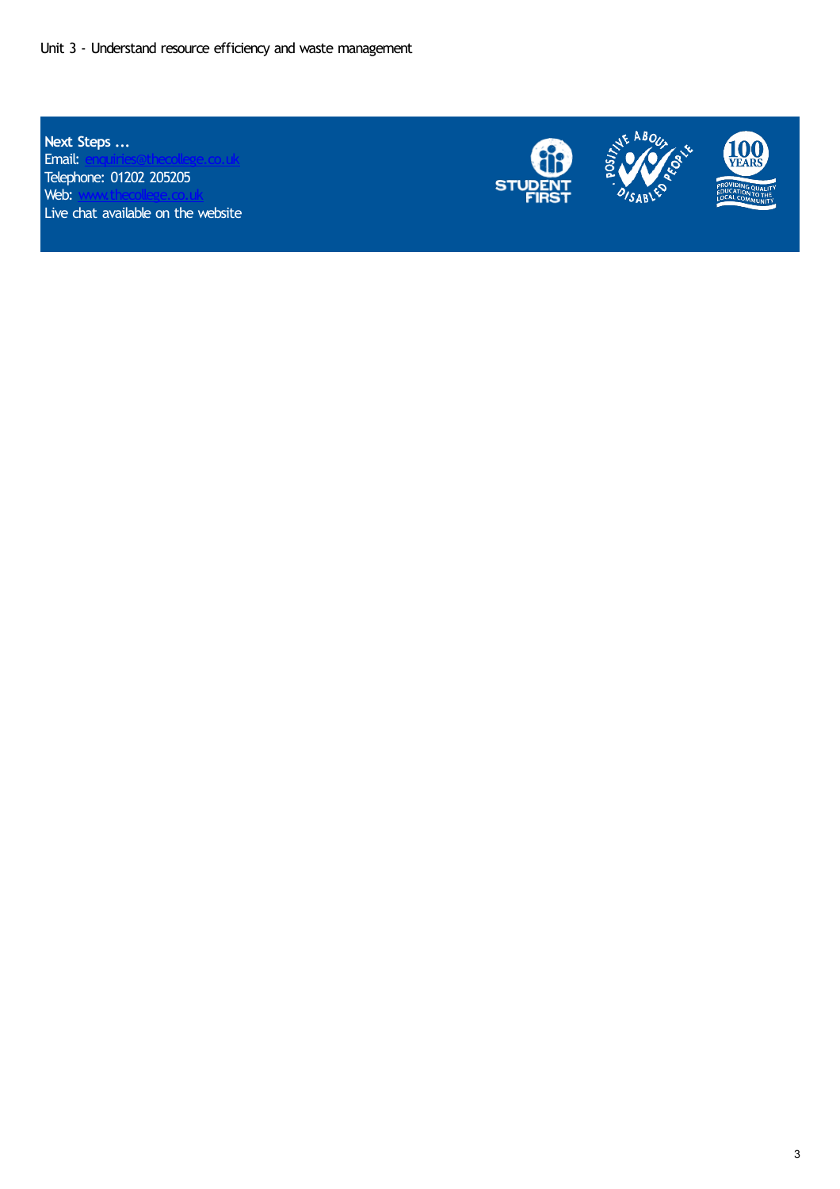**Next Steps ...**
Email: enquiries@thecollege.co.uk
Telephone: 01202 205205
Web: www.thecollege.co.uk
Live chat available on the website